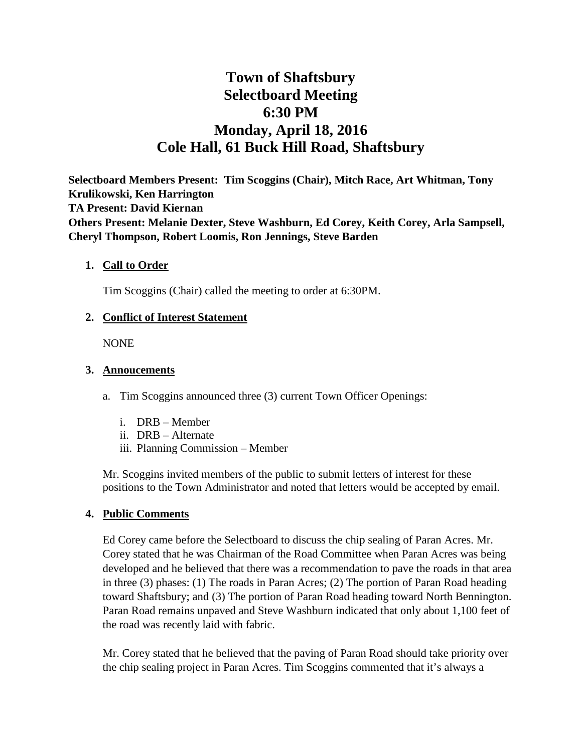# Town of Shaftsbury
# Selectboard Meeting
# 6:30 PM
# Monday, April 18, 2016
# Cole Hall, 61 Buck Hill Road, Shaftsbury

**Selectboard Members Present: Tim Scoggins (Chair), Mitch Race, Art Whitman, Tony Krulikowski, Ken Harrington**
**TA Present: David Kiernan**
**Others Present: Melanie Dexter, Steve Washburn, Ed Corey, Keith Corey, Arla Sampsell, Cheryl Thompson, Robert Loomis, Ron Jennings, Steve Barden**

1. **Call to Order**

   Tim Scoggins (Chair) called the meeting to order at 6:30PM.

2. **Conflict of Interest Statement**

   NONE

3. **Annoucements**

   a. Tim Scoggins announced three (3) current Town Officer Openings:

      i. DRB – Member
      ii. DRB – Alternate
      iii. Planning Commission – Member

   Mr. Scoggins invited members of the public to submit letters of interest for these positions to the Town Administrator and noted that letters would be accepted by email.

4. **Public Comments**

   Ed Corey came before the Selectboard to discuss the chip sealing of Paran Acres. Mr. Corey stated that he was Chairman of the Road Committee when Paran Acres was being developed and he believed that there was a recommendation to pave the roads in that area in three (3) phases: (1) The roads in Paran Acres; (2) The portion of Paran Road heading toward Shaftsbury; and (3) The portion of Paran Road heading toward North Bennington. Paran Road remains unpaved and Steve Washburn indicated that only about 1,100 feet of the road was recently laid with fabric.

   Mr. Corey stated that he believed that the paving of Paran Road should take priority over the chip sealing project in Paran Acres. Tim Scoggins commented that it's always a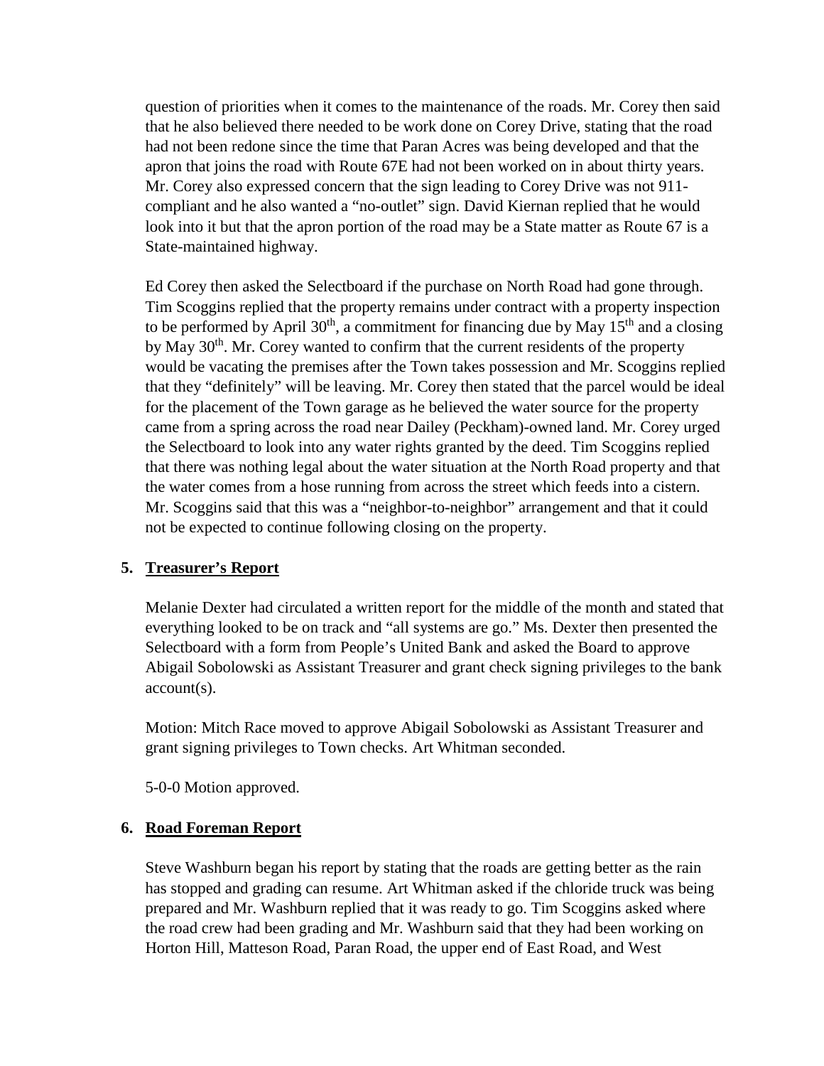question of priorities when it comes to the maintenance of the roads. Mr. Corey then said that he also believed there needed to be work done on Corey Drive, stating that the road had not been redone since the time that Paran Acres was being developed and that the apron that joins the road with Route 67E had not been worked on in about thirty years. Mr. Corey also expressed concern that the sign leading to Corey Drive was not 911-compliant and he also wanted a "no-outlet" sign. David Kiernan replied that he would look into it but that the apron portion of the road may be a State matter as Route 67 is a State-maintained highway.

Ed Corey then asked the Selectboard if the purchase on North Road had gone through. Tim Scoggins replied that the property remains under contract with a property inspection to be performed by April 30th, a commitment for financing due by May 15th and a closing by May 30th. Mr. Corey wanted to confirm that the current residents of the property would be vacating the premises after the Town takes possession and Mr. Scoggins replied that they "definitely" will be leaving. Mr. Corey then stated that the parcel would be ideal for the placement of the Town garage as he believed the water source for the property came from a spring across the road near Dailey (Peckham)-owned land. Mr. Corey urged the Selectboard to look into any water rights granted by the deed. Tim Scoggins replied that there was nothing legal about the water situation at the North Road property and that the water comes from a hose running from across the street which feeds into a cistern. Mr. Scoggins said that this was a "neighbor-to-neighbor" arrangement and that it could not be expected to continue following closing on the property.

## 5. Treasurer's Report

Melanie Dexter had circulated a written report for the middle of the month and stated that everything looked to be on track and "all systems are go." Ms. Dexter then presented the Selectboard with a form from People's United Bank and asked the Board to approve Abigail Sobolowski as Assistant Treasurer and grant check signing privileges to the bank account(s).

Motion: Mitch Race moved to approve Abigail Sobolowski as Assistant Treasurer and grant signing privileges to Town checks. Art Whitman seconded.

5-0-0 Motion approved.

## 6. Road Foreman Report

Steve Washburn began his report by stating that the roads are getting better as the rain has stopped and grading can resume. Art Whitman asked if the chloride truck was being prepared and Mr. Washburn replied that it was ready to go. Tim Scoggins asked where the road crew had been grading and Mr. Washburn said that they had been working on Horton Hill, Matteson Road, Paran Road, the upper end of East Road, and West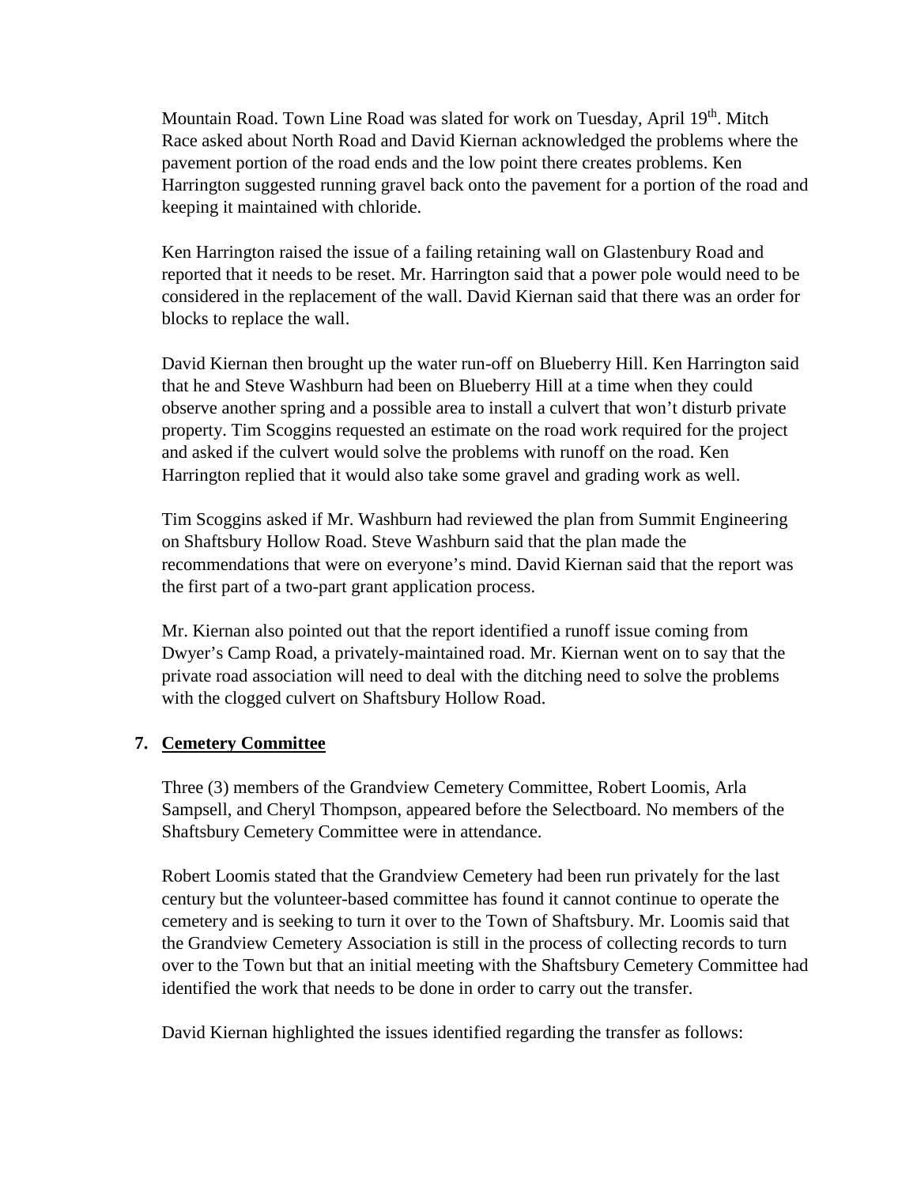Mountain Road. Town Line Road was slated for work on Tuesday, April 19th. Mitch Race asked about North Road and David Kiernan acknowledged the problems where the pavement portion of the road ends and the low point there creates problems. Ken Harrington suggested running gravel back onto the pavement for a portion of the road and keeping it maintained with chloride.

Ken Harrington raised the issue of a failing retaining wall on Glastenbury Road and reported that it needs to be reset. Mr. Harrington said that a power pole would need to be considered in the replacement of the wall. David Kiernan said that there was an order for blocks to replace the wall.

David Kiernan then brought up the water run-off on Blueberry Hill. Ken Harrington said that he and Steve Washburn had been on Blueberry Hill at a time when they could observe another spring and a possible area to install a culvert that won't disturb private property. Tim Scoggins requested an estimate on the road work required for the project and asked if the culvert would solve the problems with runoff on the road. Ken Harrington replied that it would also take some gravel and grading work as well.

Tim Scoggins asked if Mr. Washburn had reviewed the plan from Summit Engineering on Shaftsbury Hollow Road. Steve Washburn said that the plan made the recommendations that were on everyone's mind. David Kiernan said that the report was the first part of a two-part grant application process.

Mr. Kiernan also pointed out that the report identified a runoff issue coming from Dwyer's Camp Road, a privately-maintained road. Mr. Kiernan went on to say that the private road association will need to deal with the ditching need to solve the problems with the clogged culvert on Shaftsbury Hollow Road.

## 7. Cemetery Committee

Three (3) members of the Grandview Cemetery Committee, Robert Loomis, Arla Sampsell, and Cheryl Thompson, appeared before the Selectboard. No members of the Shaftsbury Cemetery Committee were in attendance.

Robert Loomis stated that the Grandview Cemetery had been run privately for the last century but the volunteer-based committee has found it cannot continue to operate the cemetery and is seeking to turn it over to the Town of Shaftsbury. Mr. Loomis said that the Grandview Cemetery Association is still in the process of collecting records to turn over to the Town but that an initial meeting with the Shaftsbury Cemetery Committee had identified the work that needs to be done in order to carry out the transfer.

David Kiernan highlighted the issues identified regarding the transfer as follows: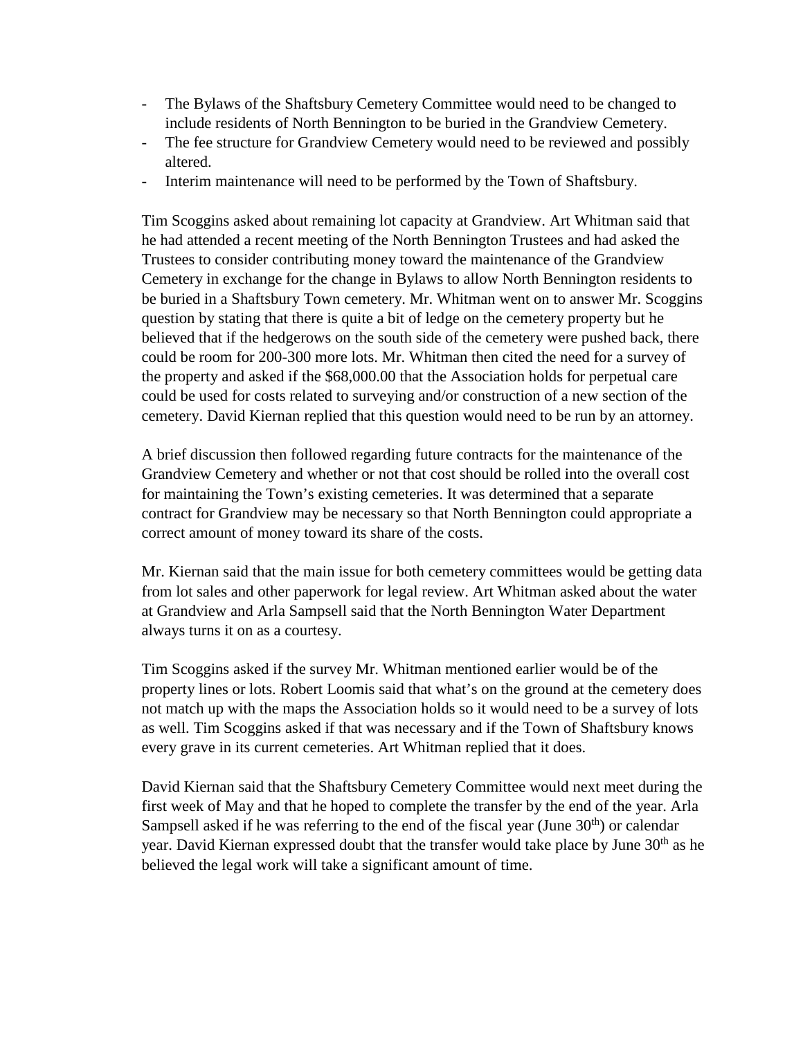- The Bylaws of the Shaftsbury Cemetery Committee would need to be changed to include residents of North Bennington to be buried in the Grandview Cemetery.
- The fee structure for Grandview Cemetery would need to be reviewed and possibly altered.
- Interim maintenance will need to be performed by the Town of Shaftsbury.

Tim Scoggins asked about remaining lot capacity at Grandview. Art Whitman said that he had attended a recent meeting of the North Bennington Trustees and had asked the Trustees to consider contributing money toward the maintenance of the Grandview Cemetery in exchange for the change in Bylaws to allow North Bennington residents to be buried in a Shaftsbury Town cemetery. Mr. Whitman went on to answer Mr. Scoggins question by stating that there is quite a bit of ledge on the cemetery property but he believed that if the hedgerows on the south side of the cemetery were pushed back, there could be room for 200-300 more lots. Mr. Whitman then cited the need for a survey of the property and asked if the $68,000.00 that the Association holds for perpetual care could be used for costs related to surveying and/or construction of a new section of the cemetery. David Kiernan replied that this question would need to be run by an attorney.

A brief discussion then followed regarding future contracts for the maintenance of the Grandview Cemetery and whether or not that cost should be rolled into the overall cost for maintaining the Town's existing cemeteries. It was determined that a separate contract for Grandview may be necessary so that North Bennington could appropriate a correct amount of money toward its share of the costs.

Mr. Kiernan said that the main issue for both cemetery committees would be getting data from lot sales and other paperwork for legal review. Art Whitman asked about the water at Grandview and Arla Sampsell said that the North Bennington Water Department always turns it on as a courtesy.

Tim Scoggins asked if the survey Mr. Whitman mentioned earlier would be of the property lines or lots. Robert Loomis said that what's on the ground at the cemetery does not match up with the maps the Association holds so it would need to be a survey of lots as well. Tim Scoggins asked if that was necessary and if the Town of Shaftsbury knows every grave in its current cemeteries. Art Whitman replied that it does.

David Kiernan said that the Shaftsbury Cemetery Committee would next meet during the first week of May and that he hoped to complete the transfer by the end of the year. Arla Sampsell asked if he was referring to the end of the fiscal year (June 30th) or calendar year. David Kiernan expressed doubt that the transfer would take place by June 30th as he believed the legal work will take a significant amount of time.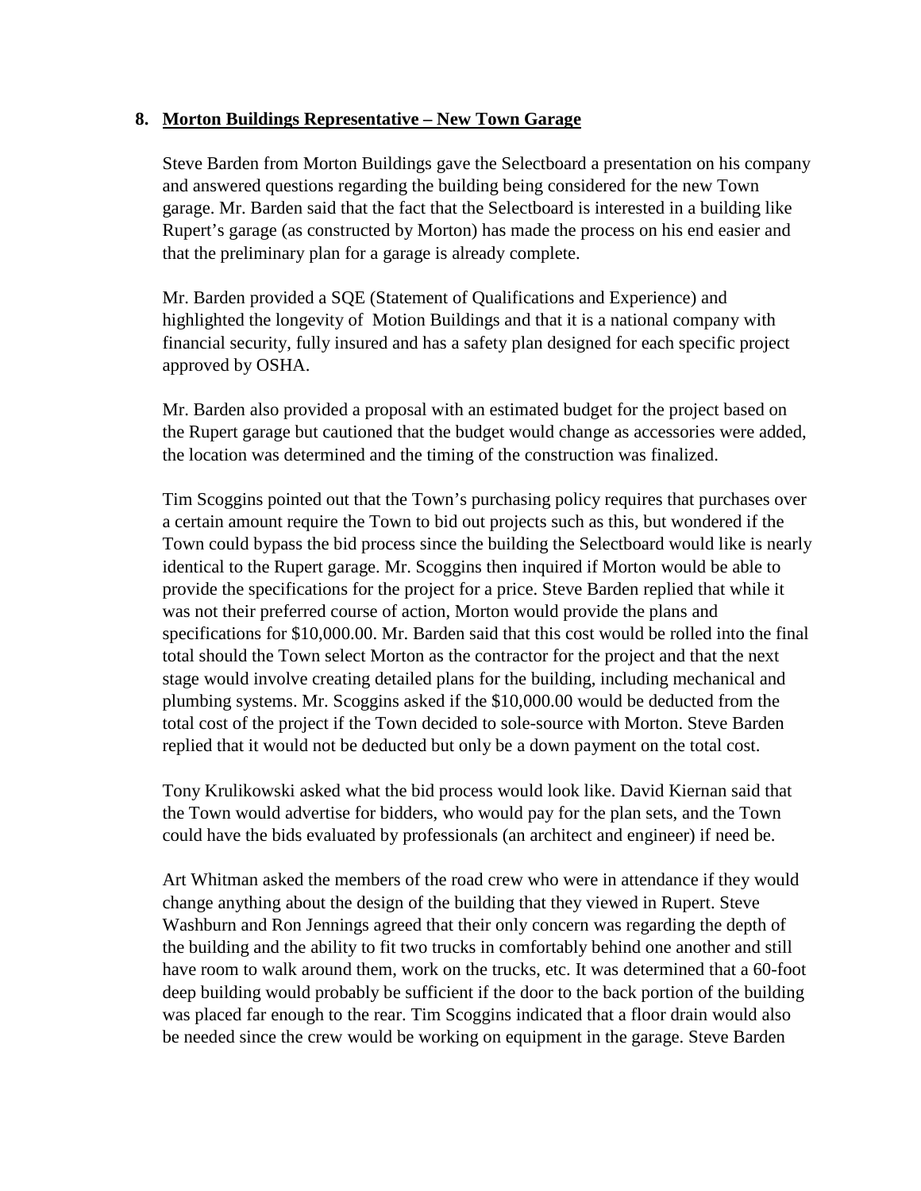## 8. Morton Buildings Representative – New Town Garage

Steve Barden from Morton Buildings gave the Selectboard a presentation on his company and answered questions regarding the building being considered for the new Town garage. Mr. Barden said that the fact that the Selectboard is interested in a building like Rupert's garage (as constructed by Morton) has made the process on his end easier and that the preliminary plan for a garage is already complete.

Mr. Barden provided a SQE (Statement of Qualifications and Experience) and highlighted the longevity of Motion Buildings and that it is a national company with financial security, fully insured and has a safety plan designed for each specific project approved by OSHA.

Mr. Barden also provided a proposal with an estimated budget for the project based on the Rupert garage but cautioned that the budget would change as accessories were added, the location was determined and the timing of the construction was finalized.

Tim Scoggins pointed out that the Town's purchasing policy requires that purchases over a certain amount require the Town to bid out projects such as this, but wondered if the Town could bypass the bid process since the building the Selectboard would like is nearly identical to the Rupert garage. Mr. Scoggins then inquired if Morton would be able to provide the specifications for the project for a price. Steve Barden replied that while it was not their preferred course of action, Morton would provide the plans and specifications for $10,000.00. Mr. Barden said that this cost would be rolled into the final total should the Town select Morton as the contractor for the project and that the next stage would involve creating detailed plans for the building, including mechanical and plumbing systems. Mr. Scoggins asked if the $10,000.00 would be deducted from the total cost of the project if the Town decided to sole-source with Morton. Steve Barden replied that it would not be deducted but only be a down payment on the total cost.

Tony Krulikowski asked what the bid process would look like. David Kiernan said that the Town would advertise for bidders, who would pay for the plan sets, and the Town could have the bids evaluated by professionals (an architect and engineer) if need be.

Art Whitman asked the members of the road crew who were in attendance if they would change anything about the design of the building that they viewed in Rupert. Steve Washburn and Ron Jennings agreed that their only concern was regarding the depth of the building and the ability to fit two trucks in comfortably behind one another and still have room to walk around them, work on the trucks, etc. It was determined that a 60-foot deep building would probably be sufficient if the door to the back portion of the building was placed far enough to the rear. Tim Scoggins indicated that a floor drain would also be needed since the crew would be working on equipment in the garage. Steve Barden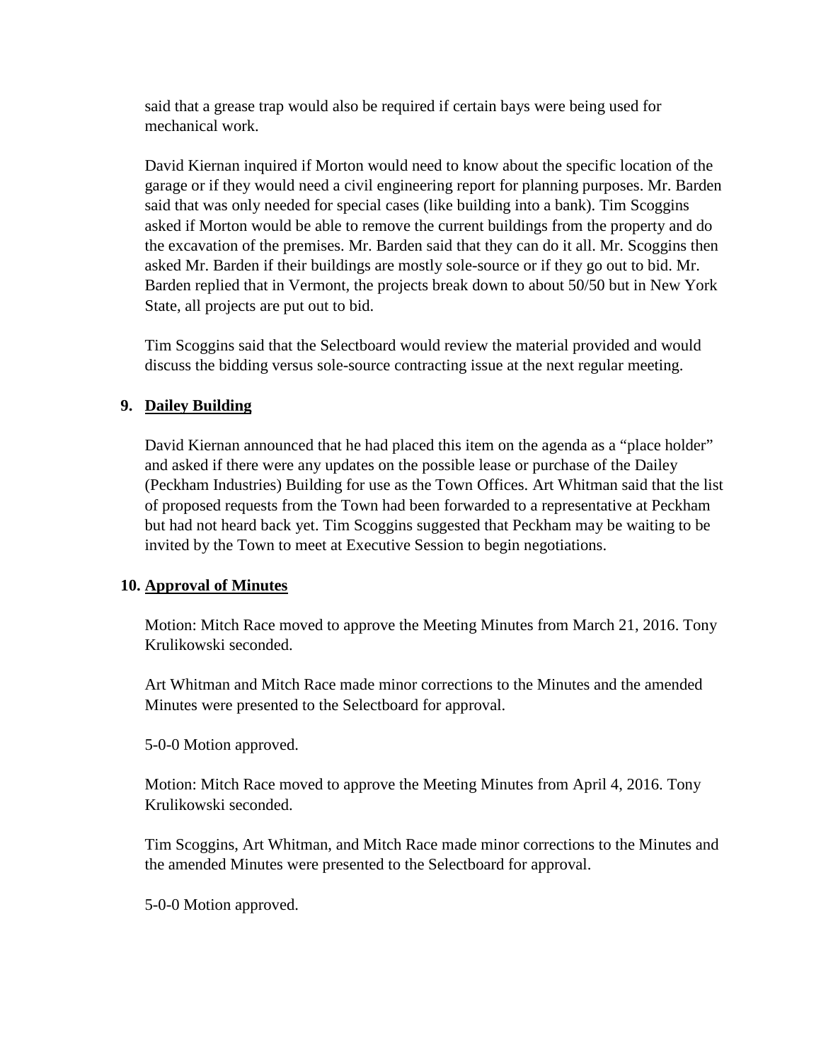said that a grease trap would also be required if certain bays were being used for mechanical work.

David Kiernan inquired if Morton would need to know about the specific location of the garage or if they would need a civil engineering report for planning purposes. Mr. Barden said that was only needed for special cases (like building into a bank). Tim Scoggins asked if Morton would be able to remove the current buildings from the property and do the excavation of the premises. Mr. Barden said that they can do it all. Mr. Scoggins then asked Mr. Barden if their buildings are mostly sole-source or if they go out to bid. Mr. Barden replied that in Vermont, the projects break down to about 50/50 but in New York State, all projects are put out to bid.

Tim Scoggins said that the Selectboard would review the material provided and would discuss the bidding versus sole-source contracting issue at the next regular meeting.

**9. <u>Dailey Building</u>**

David Kiernan announced that he had placed this item on the agenda as a "place holder" and asked if there were any updates on the possible lease or purchase of the Dailey (Peckham Industries) Building for use as the Town Offices. Art Whitman said that the list of proposed requests from the Town had been forwarded to a representative at Peckham but had not heard back yet. Tim Scoggins suggested that Peckham may be waiting to be invited by the Town to meet at Executive Session to begin negotiations.

**10. <u>Approval of Minutes</u>**

Motion: Mitch Race moved to approve the Meeting Minutes from March 21, 2016. Tony Krulikowski seconded.

Art Whitman and Mitch Race made minor corrections to the Minutes and the amended Minutes were presented to the Selectboard for approval.

5-0-0 Motion approved.

Motion: Mitch Race moved to approve the Meeting Minutes from April 4, 2016. Tony Krulikowski seconded.

Tim Scoggins, Art Whitman, and Mitch Race made minor corrections to the Minutes and the amended Minutes were presented to the Selectboard for approval.

5-0-0 Motion approved.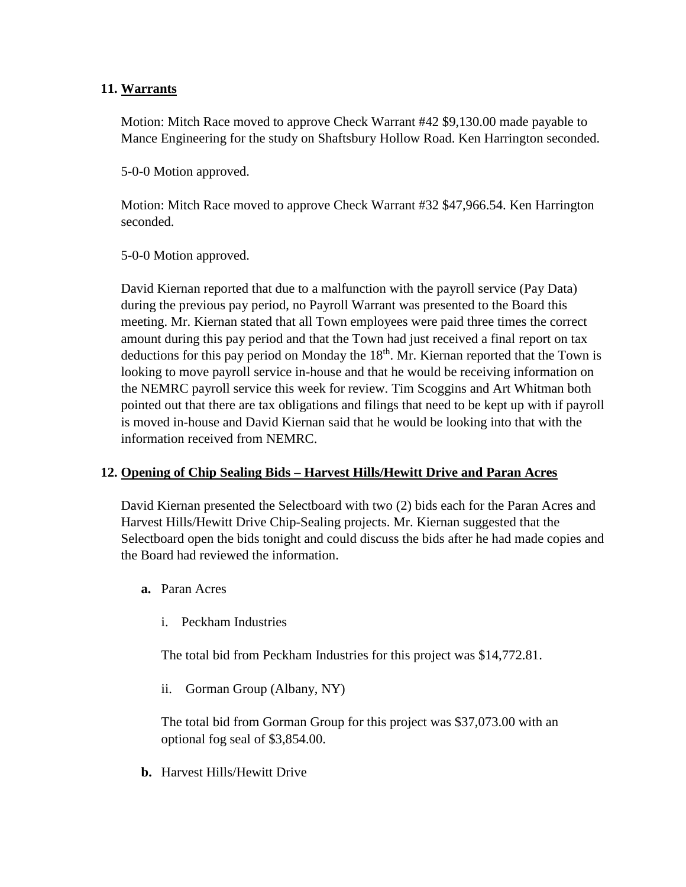**11. Warrants**

Motion: Mitch Race moved to approve Check Warrant #42 $9,130.00 made payable to Mance Engineering for the study on Shaftsbury Hollow Road. Ken Harrington seconded.

5-0-0 Motion approved.

Motion: Mitch Race moved to approve Check Warrant #32 $47,966.54. Ken Harrington seconded.

5-0-0 Motion approved.

David Kiernan reported that due to a malfunction with the payroll service (Pay Data) during the previous pay period, no Payroll Warrant was presented to the Board this meeting. Mr. Kiernan stated that all Town employees were paid three times the correct amount during this pay period and that the Town had just received a final report on tax deductions for this pay period on Monday the 18th. Mr. Kiernan reported that the Town is looking to move payroll service in-house and that he would be receiving information on the NEMRC payroll service this week for review. Tim Scoggins and Art Whitman both pointed out that there are tax obligations and filings that need to be kept up with if payroll is moved in-house and David Kiernan said that he would be looking into that with the information received from NEMRC.

**12. Opening of Chip Sealing Bids – Harvest Hills/Hewitt Drive and Paran Acres**

David Kiernan presented the Selectboard with two (2) bids each for the Paran Acres and Harvest Hills/Hewitt Drive Chip-Sealing projects. Mr. Kiernan suggested that the Selectboard open the bids tonight and could discuss the bids after he had made copies and the Board had reviewed the information.

**a.** Paran Acres

i. Peckham Industries

The total bid from Peckham Industries for this project was $14,772.81.

ii. Gorman Group (Albany, NY)

The total bid from Gorman Group for this project was $37,073.00 with an optional fog seal of $3,854.00.

**b.** Harvest Hills/Hewitt Drive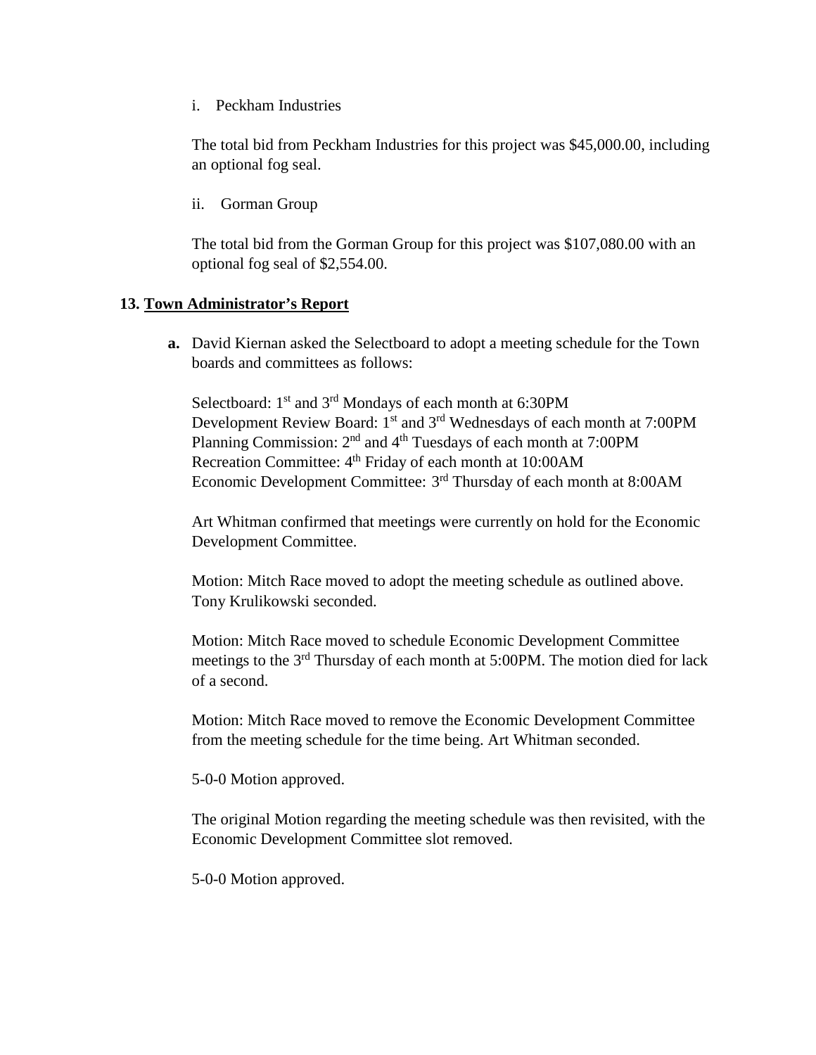i. Peckham Industries

The total bid from Peckham Industries for this project was $45,000.00, including an optional fog seal.

ii. Gorman Group

The total bid from the Gorman Group for this project was $107,080.00 with an optional fog seal of $2,554.00.

## 13. Town Administrator's Report

**a.** David Kiernan asked the Selectboard to adopt a meeting schedule for the Town boards and committees as follows:

Selectboard: 1st and 3rd Mondays of each month at 6:30PM
Development Review Board: 1st and 3rd Wednesdays of each month at 7:00PM
Planning Commission: 2nd and 4th Tuesdays of each month at 7:00PM
Recreation Committee: 4th Friday of each month at 10:00AM
Economic Development Committee: 3rd Thursday of each month at 8:00AM

Art Whitman confirmed that meetings were currently on hold for the Economic Development Committee.

Motion: Mitch Race moved to adopt the meeting schedule as outlined above. Tony Krulikowski seconded.

Motion: Mitch Race moved to schedule Economic Development Committee meetings to the 3rd Thursday of each month at 5:00PM. The motion died for lack of a second.

Motion: Mitch Race moved to remove the Economic Development Committee from the meeting schedule for the time being. Art Whitman seconded.

5-0-0 Motion approved.

The original Motion regarding the meeting schedule was then revisited, with the Economic Development Committee slot removed.

5-0-0 Motion approved.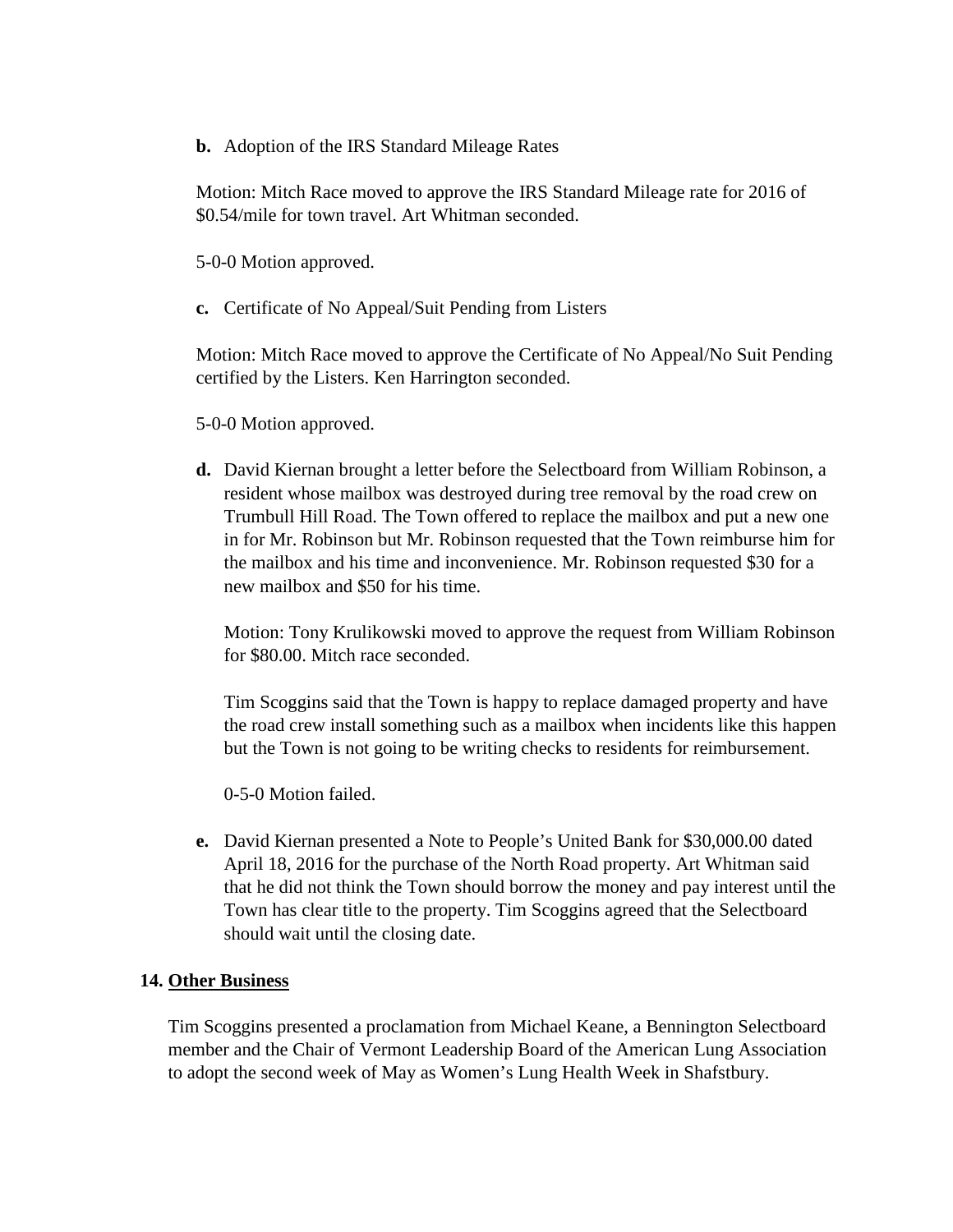**b.** Adoption of the IRS Standard Mileage Rates

Motion: Mitch Race moved to approve the IRS Standard Mileage rate for 2016 of $0.54/mile for town travel. Art Whitman seconded.

5-0-0 Motion approved.

**c.** Certificate of No Appeal/Suit Pending from Listers

Motion: Mitch Race moved to approve the Certificate of No Appeal/No Suit Pending certified by the Listers. Ken Harrington seconded.

5-0-0 Motion approved.

**d.** David Kiernan brought a letter before the Selectboard from William Robinson, a resident whose mailbox was destroyed during tree removal by the road crew on Trumbull Hill Road. The Town offered to replace the mailbox and put a new one in for Mr. Robinson but Mr. Robinson requested that the Town reimburse him for the mailbox and his time and inconvenience. Mr. Robinson requested $30 for a new mailbox and $50 for his time.

Motion: Tony Krulikowski moved to approve the request from William Robinson for $80.00. Mitch race seconded.

Tim Scoggins said that the Town is happy to replace damaged property and have the road crew install something such as a mailbox when incidents like this happen but the Town is not going to be writing checks to residents for reimbursement.

0-5-0 Motion failed.

**e.** David Kiernan presented a Note to People's United Bank for $30,000.00 dated April 18, 2016 for the purchase of the North Road property. Art Whitman said that he did not think the Town should borrow the money and pay interest until the Town has clear title to the property. Tim Scoggins agreed that the Selectboard should wait until the closing date.

**14. Other Business**

Tim Scoggins presented a proclamation from Michael Keane, a Bennington Selectboard member and the Chair of Vermont Leadership Board of the American Lung Association to adopt the second week of May as Women's Lung Health Week in Shafstbury.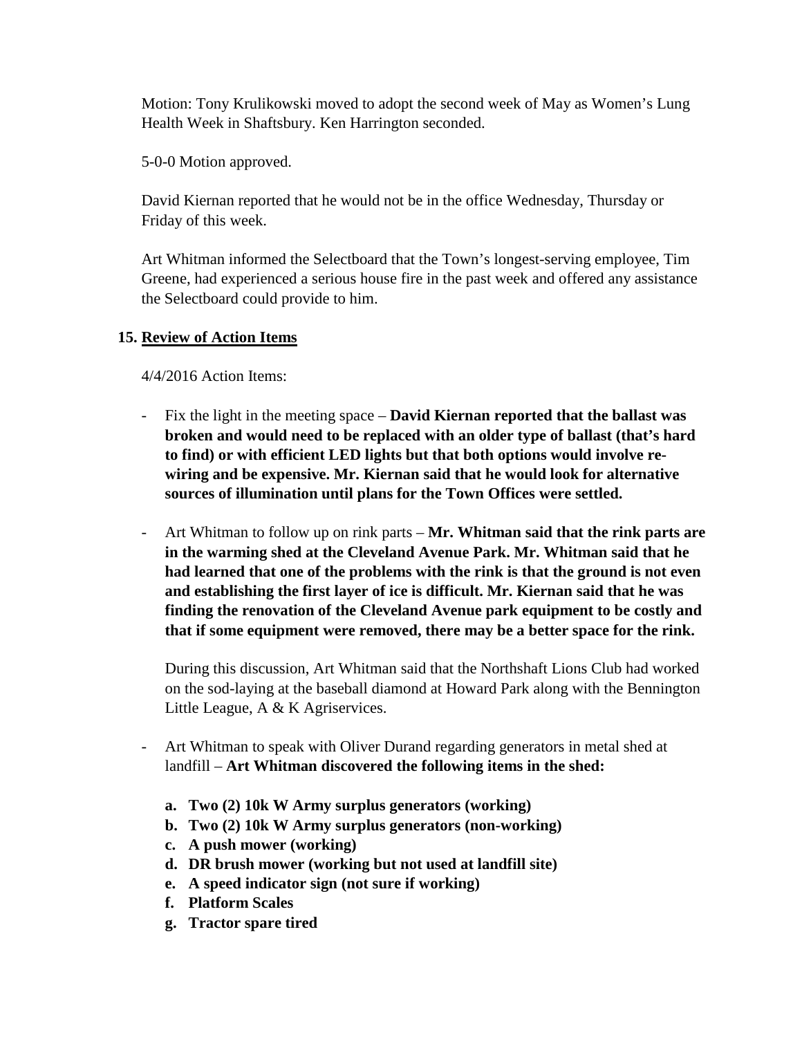Motion: Tony Krulikowski moved to adopt the second week of May as Women's Lung Health Week in Shaftsbury. Ken Harrington seconded.

5-0-0 Motion approved.

David Kiernan reported that he would not be in the office Wednesday, Thursday or Friday of this week.

Art Whitman informed the Selectboard that the Town's longest-serving employee, Tim Greene, had experienced a serious house fire in the past week and offered any assistance the Selectboard could provide to him.

## 15. Review of Action Items

4/4/2016 Action Items:

- Fix the light in the meeting space – **David Kiernan reported that the ballast was broken and would need to be replaced with an older type of ballast (that's hard to find) or with efficient LED lights but that both options would involve re-wiring and be expensive. Mr. Kiernan said that he would look for alternative sources of illumination until plans for the Town Offices were settled.**

- Art Whitman to follow up on rink parts – **Mr. Whitman said that the rink parts are in the warming shed at the Cleveland Avenue Park. Mr. Whitman said that he had learned that one of the problems with the rink is that the ground is not even and establishing the first layer of ice is difficult. Mr. Kiernan said that he was finding the renovation of the Cleveland Avenue park equipment to be costly and that if some equipment were removed, there may be a better space for the rink.**

  During this discussion, Art Whitman said that the Northshaft Lions Club had worked on the sod-laying at the baseball diamond at Howard Park along with the Bennington Little League, A & K Agriservices.

- Art Whitman to speak with Oliver Durand regarding generators in metal shed at landfill – **Art Whitman discovered the following items in the shed:**

  **a. Two (2) 10k W Army surplus generators (working)**
  **b. Two (2) 10k W Army surplus generators (non-working)**
  **c. A push mower (working)**
  **d. DR brush mower (working but not used at landfill site)**
  **e. A speed indicator sign (not sure if working)**
  **f. Platform Scales**
  **g. Tractor spare tired**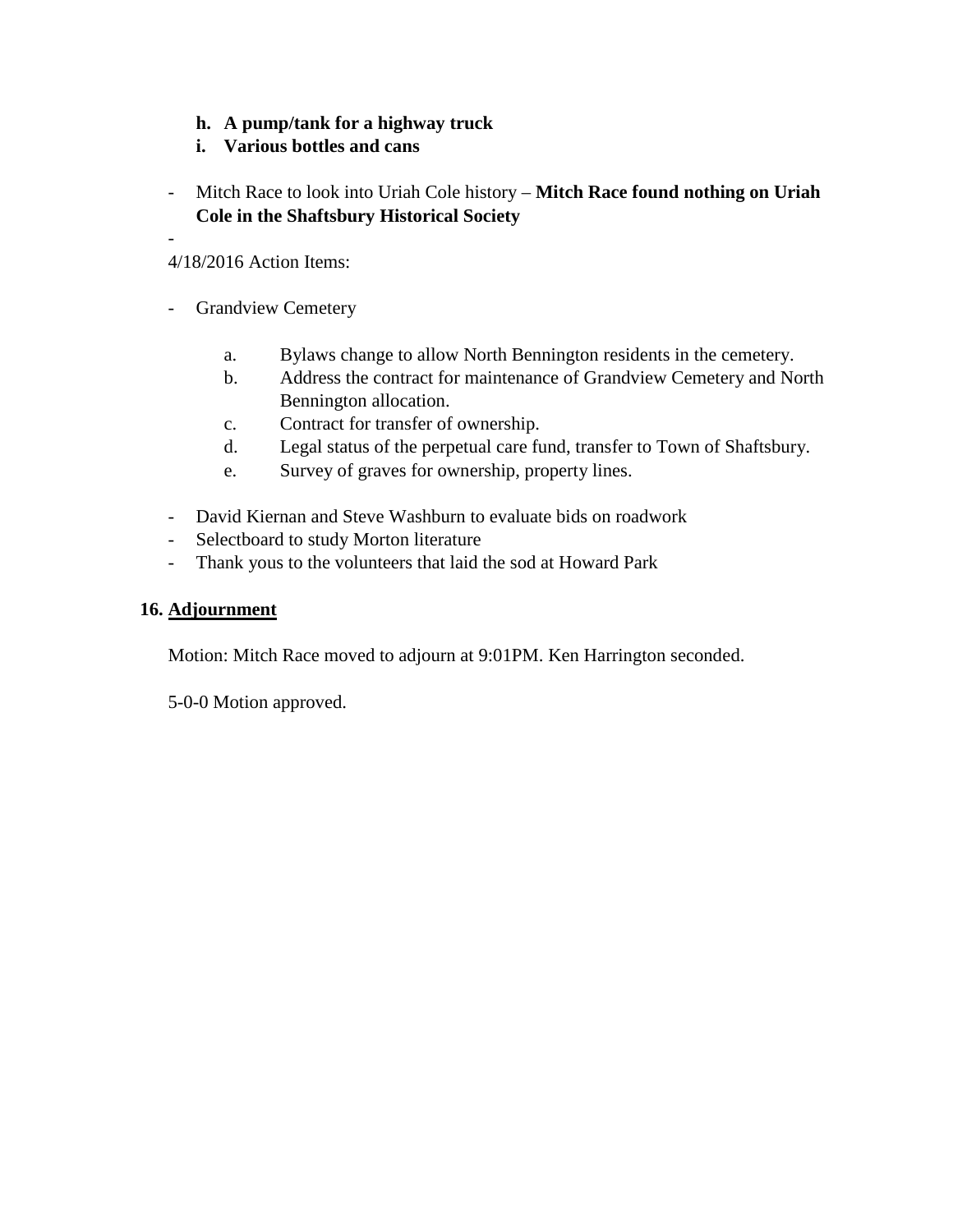- **h. A pump/tank for a highway truck**
- **i. Various bottles and cans**

- Mitch Race to look into Uriah Cole history – **Mitch Race found nothing on Uriah Cole in the Shaftsbury Historical Society**

-

4/18/2016 Action Items:

- Grandview Cemetery

  a. Bylaws change to allow North Bennington residents in the cemetery.
  b. Address the contract for maintenance of Grandview Cemetery and North Bennington allocation.
  c. Contract for transfer of ownership.
  d. Legal status of the perpetual care fund, transfer to Town of Shaftsbury.
  e. Survey of graves for ownership, property lines.

- David Kiernan and Steve Washburn to evaluate bids on roadwork
- Selectboard to study Morton literature
- Thank yous to the volunteers that laid the sod at Howard Park

## 16. Adjournment

Motion: Mitch Race moved to adjourn at 9:01PM. Ken Harrington seconded.

5-0-0 Motion approved.